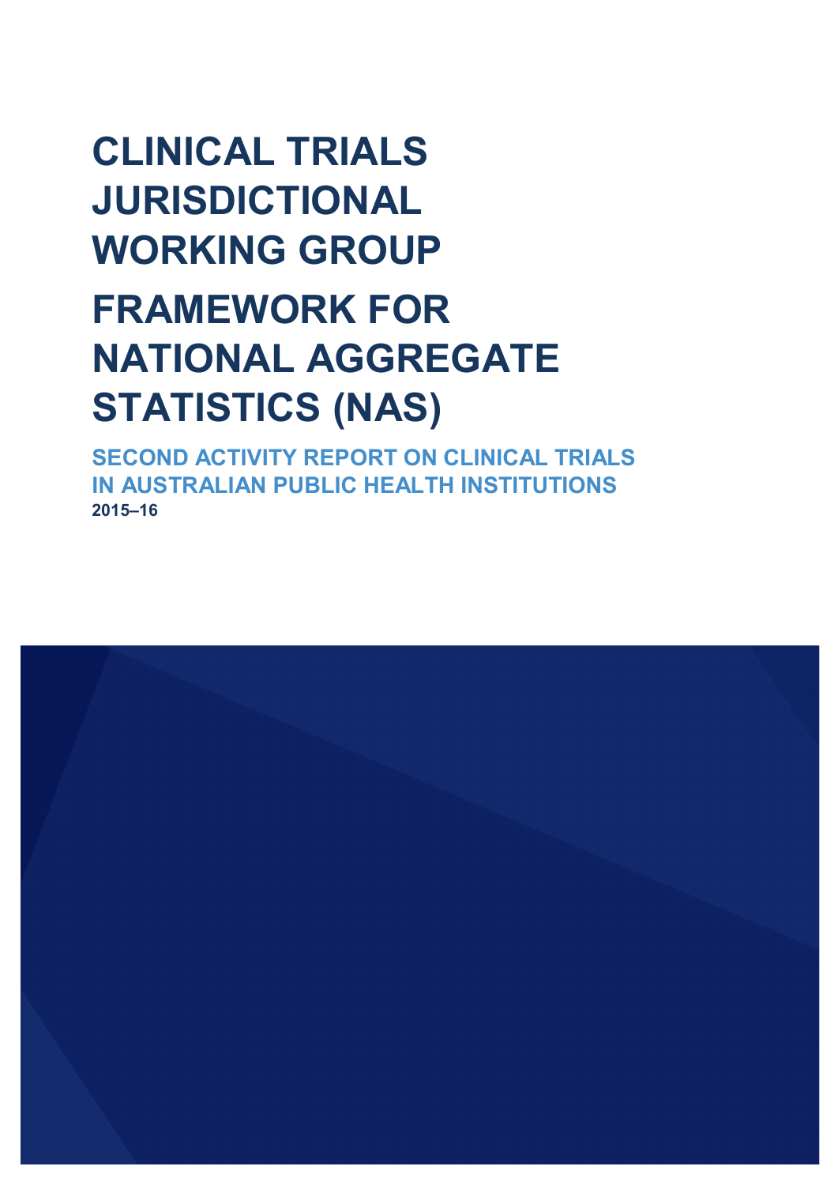# CLINICAL TRIALS JURISDICTIONAL WORKING GROUP

# FRAMEWORK FOR NATIONAL AGGREGATE STATISTICS (NAS)

## SECOND ACTIVITY REPORT ON CLINICAL TRIALS IN AUSTRALIAN PUBLIC HEALTH INSTITUTIONS

**2015–16**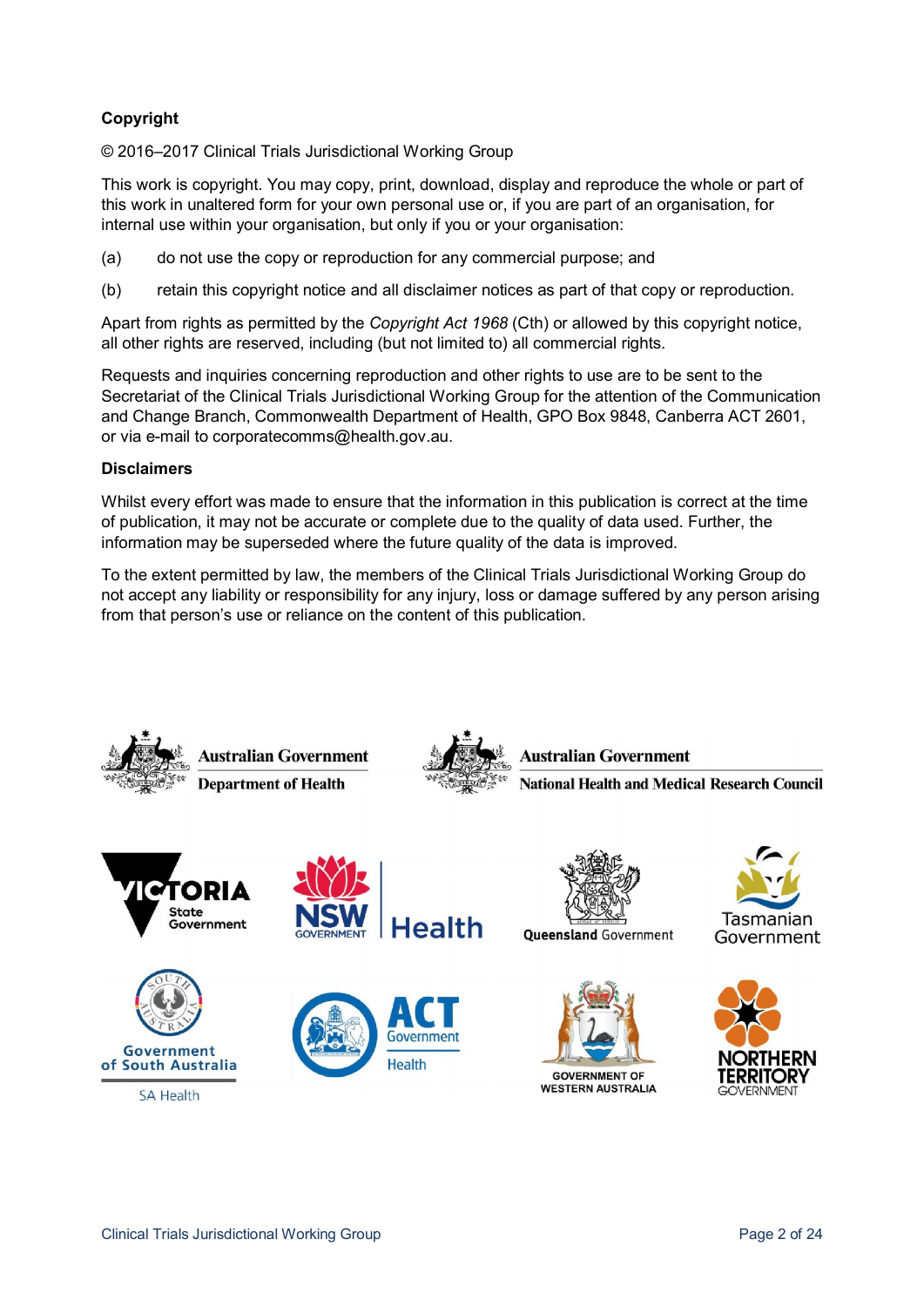**Copyright**

© 2016–2017 Clinical Trials Jurisdictional Working Group

This work is copyright. You may copy, print, download, display and reproduce the whole or part of this work in unaltered form for your own personal use or, if you are part of an organisation, for internal use within your organisation, but only if you or your organisation:

(a) do not use the copy or reproduction for any commercial purpose; and

(b) retain this copyright notice and all disclaimer notices as part of that copy or reproduction.

Apart from rights as permitted by the *Copyright Act 1968* (Cth) or allowed by this copyright notice, all other rights are reserved, including (but not limited to) all commercial rights.

Requests and inquiries concerning reproduction and other rights to use are to be sent to the Secretariat of the Clinical Trials Jurisdictional Working Group for the attention of the Communication and Change Branch, Commonwealth Department of Health, GPO Box 9848, Canberra ACT 2601, or via e-mail to corporatecomms@health.gov.au.

**Disclaimers**

Whilst every effort was made to ensure that the information in this publication is correct at the time of publication, it may not be accurate or complete due to the quality of data used. Further, the information may be superseded where the future quality of the data is improved.

To the extent permitted by law, the members of the Clinical Trials Jurisdictional Working Group do not accept any liability or responsibility for any injury, loss or damage suffered by any person arising from that person's use or reliance on the content of this publication.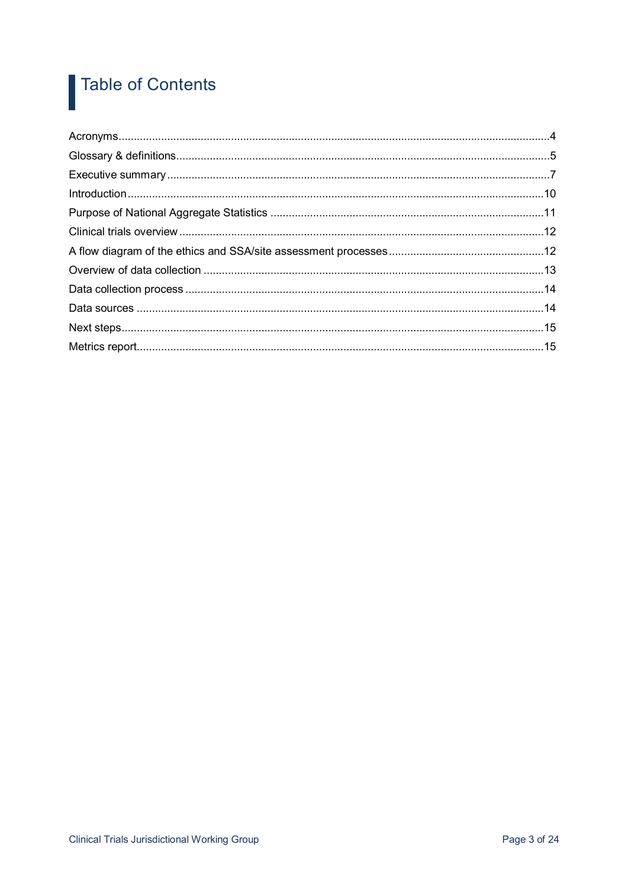# Table of Contents

Acronyms....................................................................................................................................4
Glossary & definitions.................................................................................................................5
Executive summary.....................................................................................................................7
Introduction...............................................................................................................................10
Purpose of National Aggregate Statistics .................................................................................11
Clinical trials overview ..............................................................................................................12
A flow diagram of the ethics and SSA/site assessment processes...........................................12
Overview of data collection .......................................................................................................13
Data collection process .............................................................................................................14
Data sources .............................................................................................................................14
Next steps..................................................................................................................................15
Metrics report.............................................................................................................................15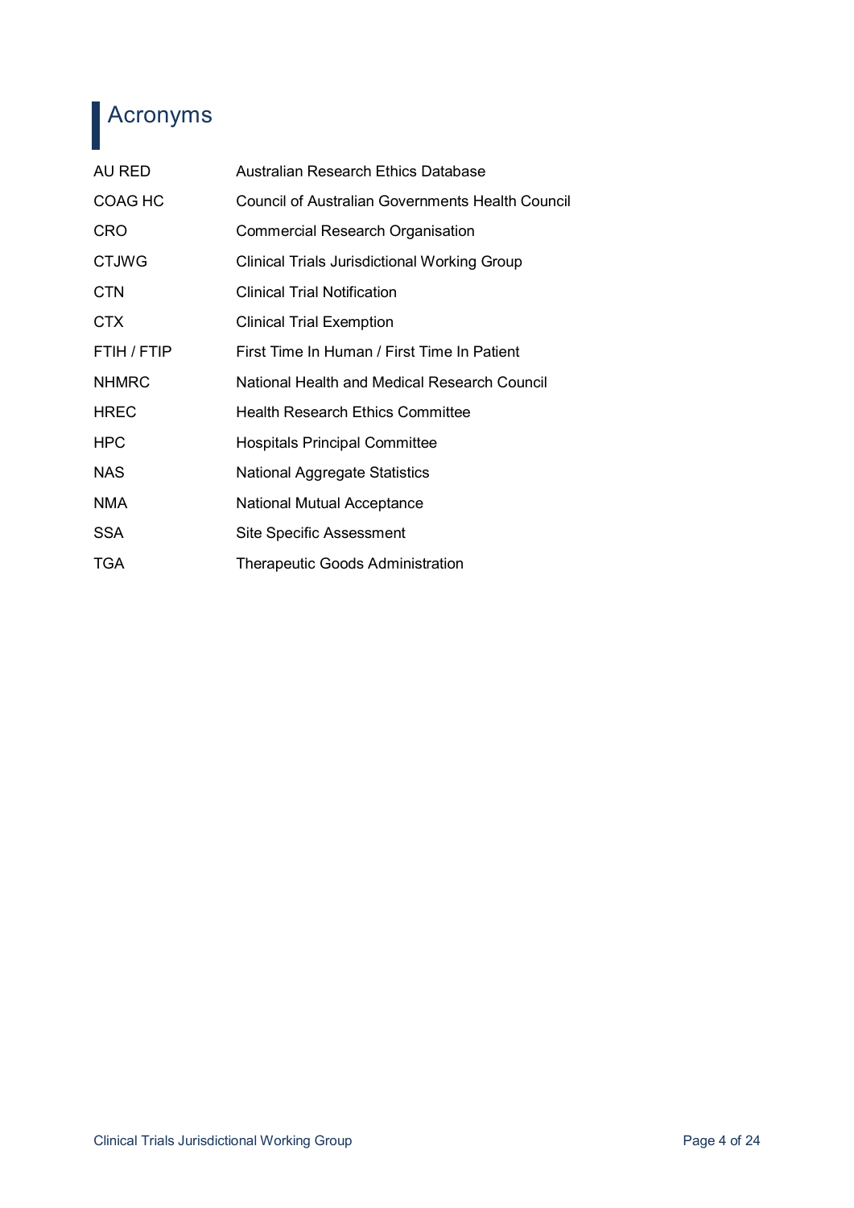# Acronyms

| | |
|---|---|
| AU RED | Australian Research Ethics Database |
| COAG HC | Council of Australian Governments Health Council |
| CRO | Commercial Research Organisation |
| CTJWG | Clinical Trials Jurisdictional Working Group |
| CTN | Clinical Trial Notification |
| CTX | Clinical Trial Exemption |
| FTIH / FTIP | First Time In Human / First Time In Patient |
| NHMRC | National Health and Medical Research Council |
| HREC | Health Research Ethics Committee |
| HPC | Hospitals Principal Committee |
| NAS | National Aggregate Statistics |
| NMA | National Mutual Acceptance |
| SSA | Site Specific Assessment |
| TGA | Therapeutic Goods Administration |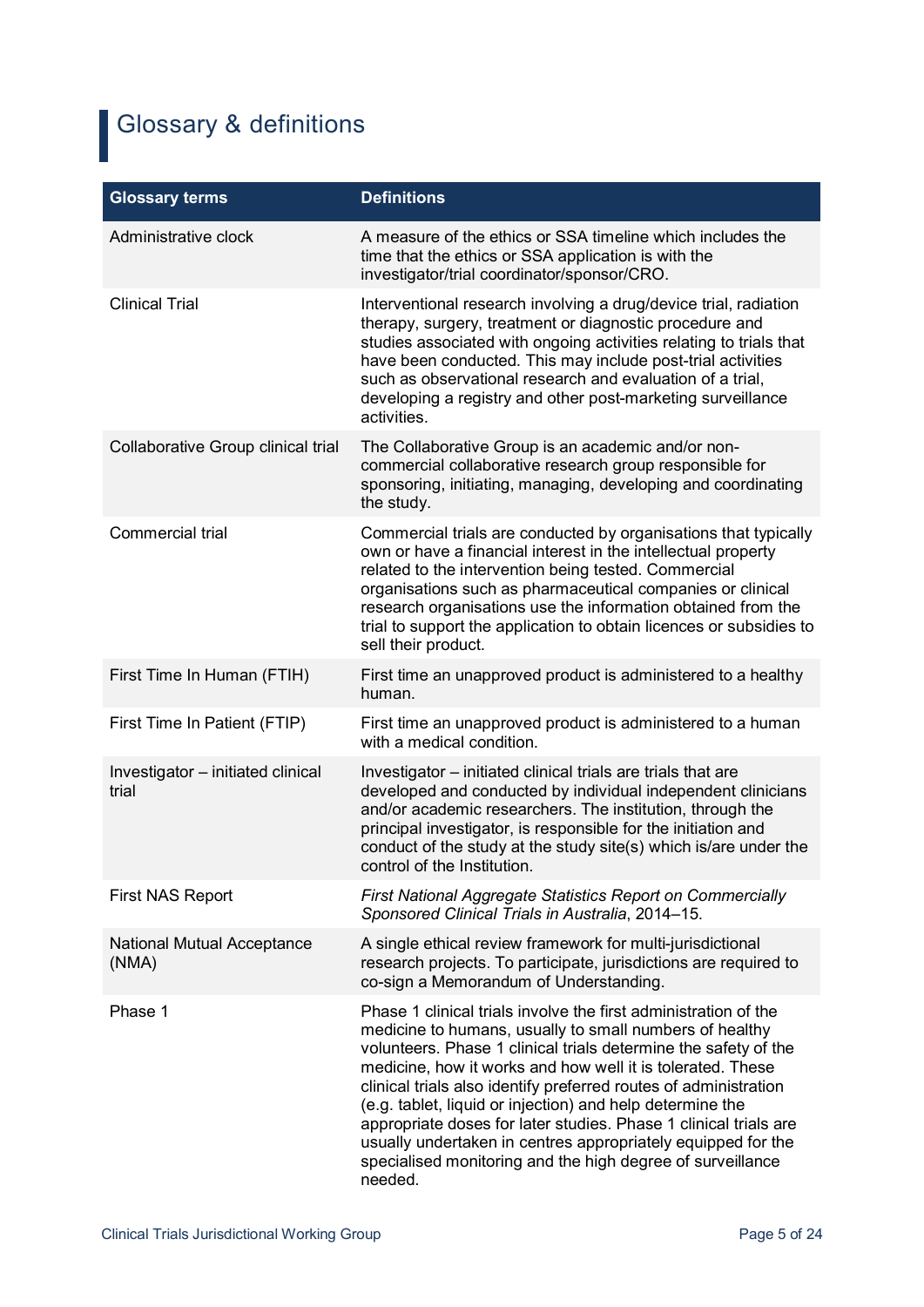# Glossary & definitions

| Glossary terms | Definitions |
|---|---|
| Administrative clock | A measure of the ethics or SSA timeline which includes the time that the ethics or SSA application is with the investigator/trial coordinator/sponsor/CRO. |
| Clinical Trial | Interventional research involving a drug/device trial, radiation therapy, surgery, treatment or diagnostic procedure and studies associated with ongoing activities relating to trials that have been conducted. This may include post-trial activities such as observational research and evaluation of a trial, developing a registry and other post-marketing surveillance activities. |
| Collaborative Group clinical trial | The Collaborative Group is an academic and/or non-commercial collaborative research group responsible for sponsoring, initiating, managing, developing and coordinating the study. |
| Commercial trial | Commercial trials are conducted by organisations that typically own or have a financial interest in the intellectual property related to the intervention being tested. Commercial organisations such as pharmaceutical companies or clinical research organisations use the information obtained from the trial to support the application to obtain licences or subsidies to sell their product. |
| First Time In Human (FTIH) | First time an unapproved product is administered to a healthy human. |
| First Time In Patient (FTIP) | First time an unapproved product is administered to a human with a medical condition. |
| Investigator – initiated clinical trial | Investigator – initiated clinical trials are trials that are developed and conducted by individual independent clinicians and/or academic researchers. The institution, through the principal investigator, is responsible for the initiation and conduct of the study at the study site(s) which is/are under the control of the Institution. |
| First NAS Report | *First National Aggregate Statistics Report on Commercially Sponsored Clinical Trials in Australia*, 2014–15. |
| National Mutual Acceptance (NMA) | A single ethical review framework for multi-jurisdictional research projects. To participate, jurisdictions are required to co-sign a Memorandum of Understanding. |
| Phase 1 | Phase 1 clinical trials involve the first administration of the medicine to humans, usually to small numbers of healthy volunteers. Phase 1 clinical trials determine the safety of the medicine, how it works and how well it is tolerated. These clinical trials also identify preferred routes of administration (e.g. tablet, liquid or injection) and help determine the appropriate doses for later studies. Phase 1 clinical trials are usually undertaken in centres appropriately equipped for the specialised monitoring and the high degree of surveillance needed. |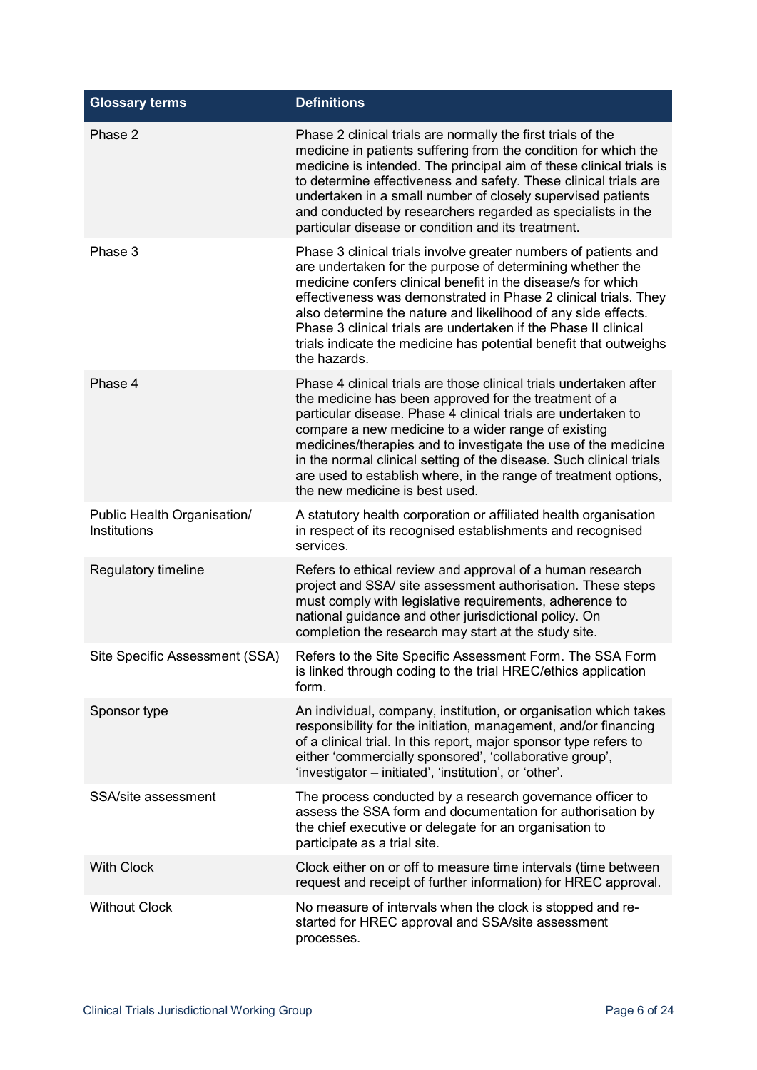| Glossary terms | Definitions |
| --- | --- |
| Phase 2 | Phase 2 clinical trials are normally the first trials of the medicine in patients suffering from the condition for which the medicine is intended. The principal aim of these clinical trials is to determine effectiveness and safety. These clinical trials are undertaken in a small number of closely supervised patients and conducted by researchers regarded as specialists in the particular disease or condition and its treatment. |
| Phase 3 | Phase 3 clinical trials involve greater numbers of patients and are undertaken for the purpose of determining whether the medicine confers clinical benefit in the disease/s for which effectiveness was demonstrated in Phase 2 clinical trials. They also determine the nature and likelihood of any side effects. Phase 3 clinical trials are undertaken if the Phase II clinical trials indicate the medicine has potential benefit that outweighs the hazards. |
| Phase 4 | Phase 4 clinical trials are those clinical trials undertaken after the medicine has been approved for the treatment of a particular disease. Phase 4 clinical trials are undertaken to compare a new medicine to a wider range of existing medicines/therapies and to investigate the use of the medicine in the normal clinical setting of the disease. Such clinical trials are used to establish where, in the range of treatment options, the new medicine is best used. |
| Public Health Organisation/ Institutions | A statutory health corporation or affiliated health organisation in respect of its recognised establishments and recognised services. |
| Regulatory timeline | Refers to ethical review and approval of a human research project and SSA/ site assessment authorisation. These steps must comply with legislative requirements, adherence to national guidance and other jurisdictional policy. On completion the research may start at the study site. |
| Site Specific Assessment (SSA) | Refers to the Site Specific Assessment Form. The SSA Form is linked through coding to the trial HREC/ethics application form. |
| Sponsor type | An individual, company, institution, or organisation which takes responsibility for the initiation, management, and/or financing of a clinical trial. In this report, major sponsor type refers to either 'commercially sponsored', 'collaborative group', 'investigator – initiated', 'institution', or 'other'. |
| SSA/site assessment | The process conducted by a research governance officer to assess the SSA form and documentation for authorisation by the chief executive or delegate for an organisation to participate as a trial site. |
| With Clock | Clock either on or off to measure time intervals (time between request and receipt of further information) for HREC approval. |
| Without Clock | No measure of intervals when the clock is stopped and re-started for HREC approval and SSA/site assessment processes. |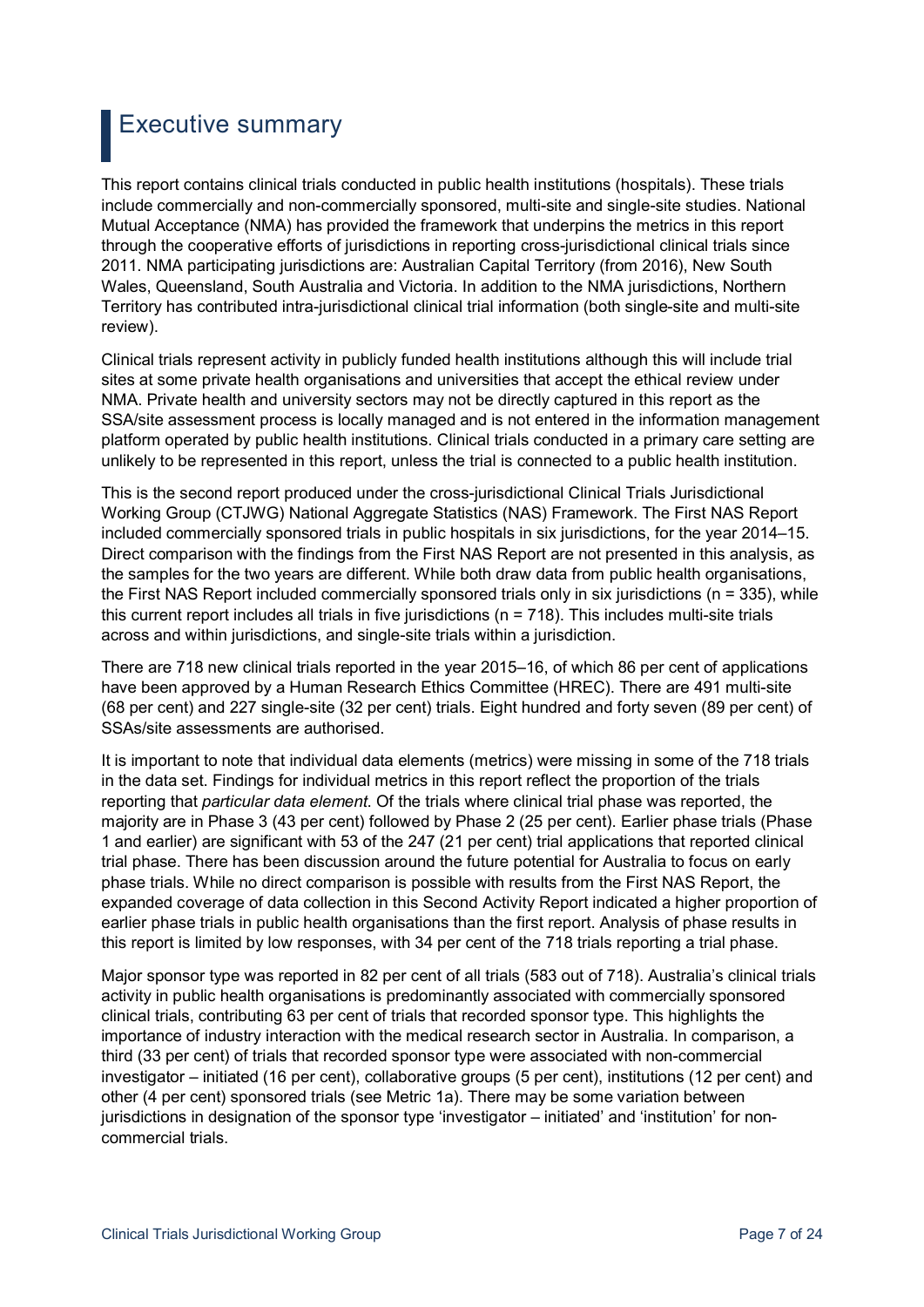# Executive summary

This report contains clinical trials conducted in public health institutions (hospitals). These trials include commercially and non-commercially sponsored, multi-site and single-site studies. National Mutual Acceptance (NMA) has provided the framework that underpins the metrics in this report through the cooperative efforts of jurisdictions in reporting cross-jurisdictional clinical trials since 2011. NMA participating jurisdictions are: Australian Capital Territory (from 2016), New South Wales, Queensland, South Australia and Victoria. In addition to the NMA jurisdictions, Northern Territory has contributed intra-jurisdictional clinical trial information (both single-site and multi-site review).

Clinical trials represent activity in publicly funded health institutions although this will include trial sites at some private health organisations and universities that accept the ethical review under NMA. Private health and university sectors may not be directly captured in this report as the SSA/site assessment process is locally managed and is not entered in the information management platform operated by public health institutions. Clinical trials conducted in a primary care setting are unlikely to be represented in this report, unless the trial is connected to a public health institution.

This is the second report produced under the cross-jurisdictional Clinical Trials Jurisdictional Working Group (CTJWG) National Aggregate Statistics (NAS) Framework. The First NAS Report included commercially sponsored trials in public hospitals in six jurisdictions, for the year 2014–15. Direct comparison with the findings from the First NAS Report are not presented in this analysis, as the samples for the two years are different. While both draw data from public health organisations, the First NAS Report included commercially sponsored trials only in six jurisdictions (n = 335), while this current report includes all trials in five jurisdictions (n = 718). This includes multi-site trials across and within jurisdictions, and single-site trials within a jurisdiction.

There are 718 new clinical trials reported in the year 2015–16, of which 86 per cent of applications have been approved by a Human Research Ethics Committee (HREC). There are 491 multi-site (68 per cent) and 227 single-site (32 per cent) trials. Eight hundred and forty seven (89 per cent) of SSAs/site assessments are authorised.

It is important to note that individual data elements (metrics) were missing in some of the 718 trials in the data set. Findings for individual metrics in this report reflect the proportion of the trials reporting that *particular data element*. Of the trials where clinical trial phase was reported, the majority are in Phase 3 (43 per cent) followed by Phase 2 (25 per cent). Earlier phase trials (Phase 1 and earlier) are significant with 53 of the 247 (21 per cent) trial applications that reported clinical trial phase. There has been discussion around the future potential for Australia to focus on early phase trials. While no direct comparison is possible with results from the First NAS Report, the expanded coverage of data collection in this Second Activity Report indicated a higher proportion of earlier phase trials in public health organisations than the first report. Analysis of phase results in this report is limited by low responses, with 34 per cent of the 718 trials reporting a trial phase.

Major sponsor type was reported in 82 per cent of all trials (583 out of 718). Australia's clinical trials activity in public health organisations is predominantly associated with commercially sponsored clinical trials, contributing 63 per cent of trials that recorded sponsor type. This highlights the importance of industry interaction with the medical research sector in Australia. In comparison, a third (33 per cent) of trials that recorded sponsor type were associated with non-commercial investigator – initiated (16 per cent), collaborative groups (5 per cent), institutions (12 per cent) and other (4 per cent) sponsored trials (see Metric 1a). There may be some variation between jurisdictions in designation of the sponsor type 'investigator – initiated' and 'institution' for non-commercial trials.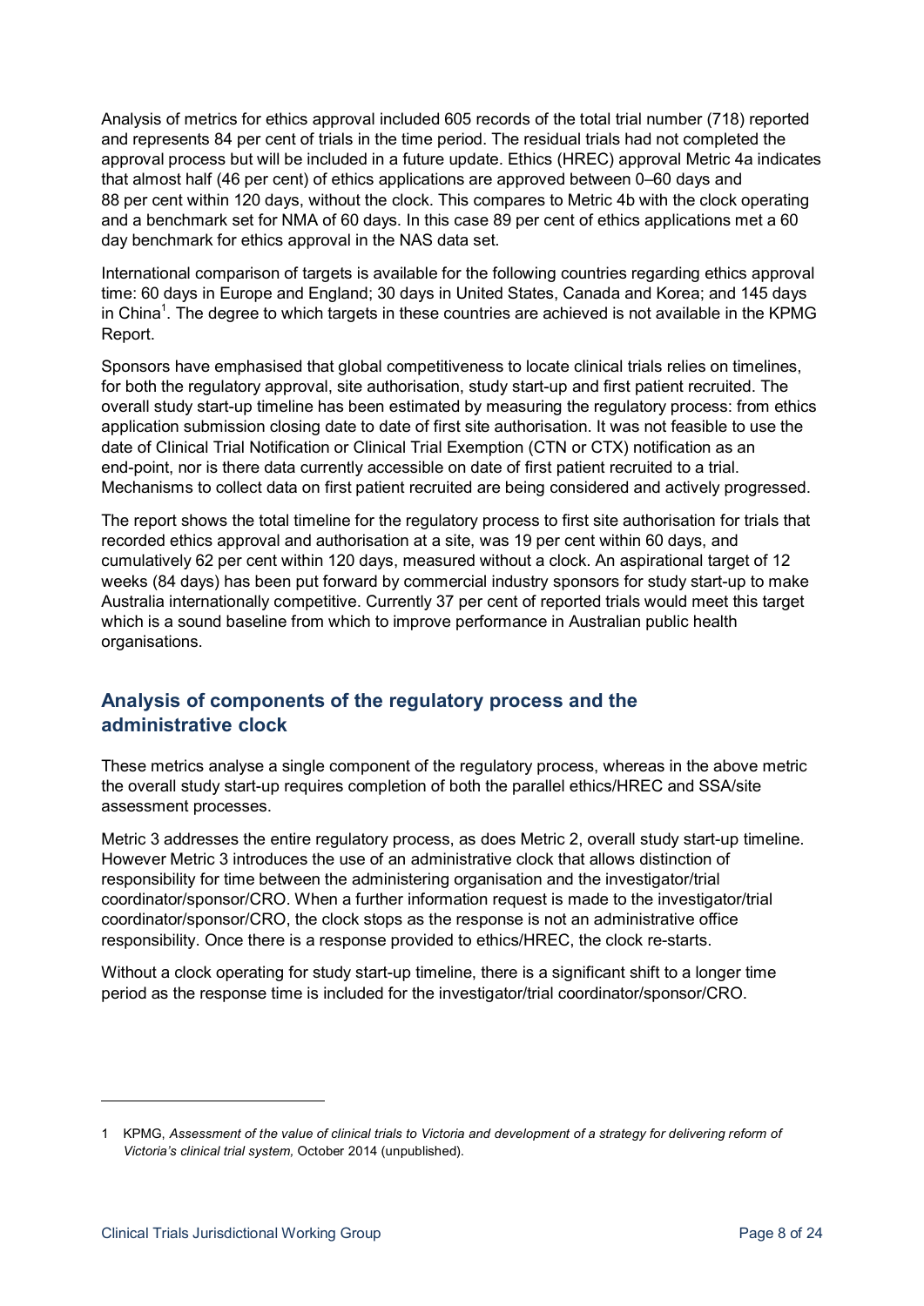Analysis of metrics for ethics approval included 605 records of the total trial number (718) reported and represents 84 per cent of trials in the time period. The residual trials had not completed the approval process but will be included in a future update. Ethics (HREC) approval Metric 4a indicates that almost half (46 per cent) of ethics applications are approved between 0–60 days and 88 per cent within 120 days, without the clock. This compares to Metric 4b with the clock operating and a benchmark set for NMA of 60 days. In this case 89 per cent of ethics applications met a 60 day benchmark for ethics approval in the NAS data set.

International comparison of targets is available for the following countries regarding ethics approval time: 60 days in Europe and England; 30 days in United States, Canada and Korea; and 145 days in China[1]. The degree to which targets in these countries are achieved is not available in the KPMG Report.

Sponsors have emphasised that global competitiveness to locate clinical trials relies on timelines, for both the regulatory approval, site authorisation, study start-up and first patient recruited. The overall study start-up timeline has been estimated by measuring the regulatory process: from ethics application submission closing date to date of first site authorisation. It was not feasible to use the date of Clinical Trial Notification or Clinical Trial Exemption (CTN or CTX) notification as an end-point, nor is there data currently accessible on date of first patient recruited to a trial. Mechanisms to collect data on first patient recruited are being considered and actively progressed.

The report shows the total timeline for the regulatory process to first site authorisation for trials that recorded ethics approval and authorisation at a site, was 19 per cent within 60 days, and cumulatively 62 per cent within 120 days, measured without a clock. An aspirational target of 12 weeks (84 days) has been put forward by commercial industry sponsors for study start-up to make Australia internationally competitive. Currently 37 per cent of reported trials would meet this target which is a sound baseline from which to improve performance in Australian public health organisations.

## Analysis of components of the regulatory process and the administrative clock

These metrics analyse a single component of the regulatory process, whereas in the above metric the overall study start-up requires completion of both the parallel ethics/HREC and SSA/site assessment processes.

Metric 3 addresses the entire regulatory process, as does Metric 2, overall study start-up timeline. However Metric 3 introduces the use of an administrative clock that allows distinction of responsibility for time between the administering organisation and the investigator/trial coordinator/sponsor/CRO. When a further information request is made to the investigator/trial coordinator/sponsor/CRO, the clock stops as the response is not an administrative office responsibility. Once there is a response provided to ethics/HREC, the clock re-starts.

Without a clock operating for study start-up timeline, there is a significant shift to a longer time period as the response time is included for the investigator/trial coordinator/sponsor/CRO.

---

[1] KPMG, *Assessment of the value of clinical trials to Victoria and development of a strategy for delivering reform of Victoria's clinical trial system,* October 2014 (unpublished).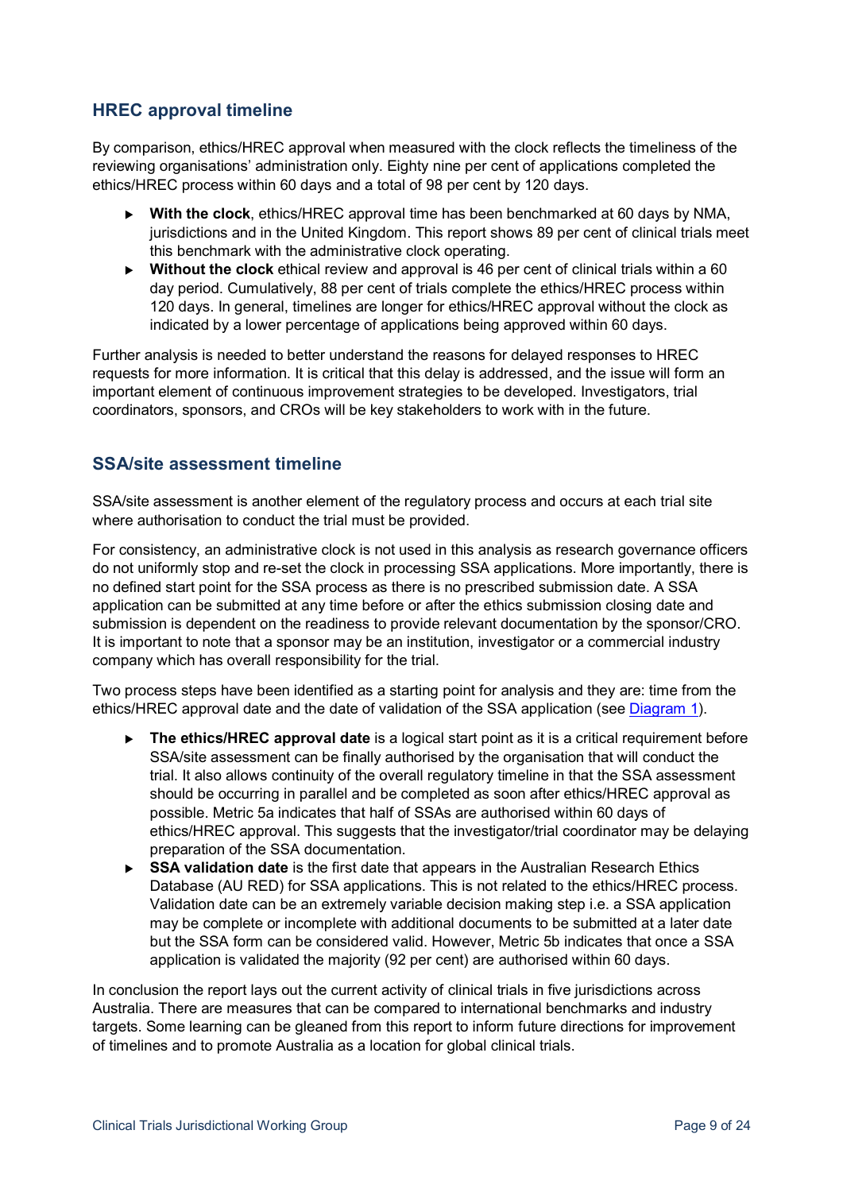## HREC approval timeline

By comparison, ethics/HREC approval when measured with the clock reflects the timeliness of the reviewing organisations' administration only. Eighty nine per cent of applications completed the ethics/HREC process within 60 days and a total of 98 per cent by 120 days.

- **With the clock**, ethics/HREC approval time has been benchmarked at 60 days by NMA, jurisdictions and in the United Kingdom. This report shows 89 per cent of clinical trials meet this benchmark with the administrative clock operating.
- **Without the clock** ethical review and approval is 46 per cent of clinical trials within a 60 day period. Cumulatively, 88 per cent of trials complete the ethics/HREC process within 120 days. In general, timelines are longer for ethics/HREC approval without the clock as indicated by a lower percentage of applications being approved within 60 days.

Further analysis is needed to better understand the reasons for delayed responses to HREC requests for more information. It is critical that this delay is addressed, and the issue will form an important element of continuous improvement strategies to be developed. Investigators, trial coordinators, sponsors, and CROs will be key stakeholders to work with in the future.

## SSA/site assessment timeline

SSA/site assessment is another element of the regulatory process and occurs at each trial site where authorisation to conduct the trial must be provided.

For consistency, an administrative clock is not used in this analysis as research governance officers do not uniformly stop and re-set the clock in processing SSA applications. More importantly, there is no defined start point for the SSA process as there is no prescribed submission date. A SSA application can be submitted at any time before or after the ethics submission closing date and submission is dependent on the readiness to provide relevant documentation by the sponsor/CRO. It is important to note that a sponsor may be an institution, investigator or a commercial industry company which has overall responsibility for the trial.

Two process steps have been identified as a starting point for analysis and they are: time from the ethics/HREC approval date and the date of validation of the SSA application (see Diagram 1).

- **The ethics/HREC approval date** is a logical start point as it is a critical requirement before SSA/site assessment can be finally authorised by the organisation that will conduct the trial. It also allows continuity of the overall regulatory timeline in that the SSA assessment should be occurring in parallel and be completed as soon after ethics/HREC approval as possible. Metric 5a indicates that half of SSAs are authorised within 60 days of ethics/HREC approval. This suggests that the investigator/trial coordinator may be delaying preparation of the SSA documentation.
- **SSA validation date** is the first date that appears in the Australian Research Ethics Database (AU RED) for SSA applications. This is not related to the ethics/HREC process. Validation date can be an extremely variable decision making step i.e. a SSA application may be complete or incomplete with additional documents to be submitted at a later date but the SSA form can be considered valid. However, Metric 5b indicates that once a SSA application is validated the majority (92 per cent) are authorised within 60 days.

In conclusion the report lays out the current activity of clinical trials in five jurisdictions across Australia. There are measures that can be compared to international benchmarks and industry targets. Some learning can be gleaned from this report to inform future directions for improvement of timelines and to promote Australia as a location for global clinical trials.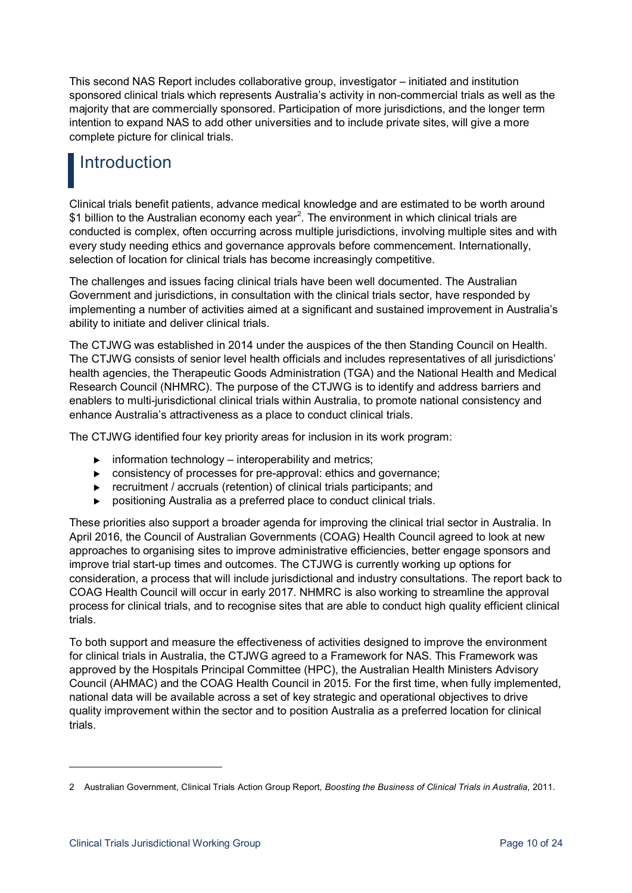This second NAS Report includes collaborative group, investigator – initiated and institution sponsored clinical trials which represents Australia's activity in non-commercial trials as well as the majority that are commercially sponsored. Participation of more jurisdictions, and the longer term intention to expand NAS to add other universities and to include private sites, will give a more complete picture for clinical trials.

# Introduction

Clinical trials benefit patients, advance medical knowledge and are estimated to be worth around $1 billion to the Australian economy each year[2]. The environment in which clinical trials are conducted is complex, often occurring across multiple jurisdictions, involving multiple sites and with every study needing ethics and governance approvals before commencement. Internationally, selection of location for clinical trials has become increasingly competitive.

The challenges and issues facing clinical trials have been well documented. The Australian Government and jurisdictions, in consultation with the clinical trials sector, have responded by implementing a number of activities aimed at a significant and sustained improvement in Australia's ability to initiate and deliver clinical trials.

The CTJWG was established in 2014 under the auspices of the then Standing Council on Health. The CTJWG consists of senior level health officials and includes representatives of all jurisdictions' health agencies, the Therapeutic Goods Administration (TGA) and the National Health and Medical Research Council (NHMRC). The purpose of the CTJWG is to identify and address barriers and enablers to multi-jurisdictional clinical trials within Australia, to promote national consistency and enhance Australia's attractiveness as a place to conduct clinical trials.

The CTJWG identified four key priority areas for inclusion in its work program:

- information technology – interoperability and metrics;
- consistency of processes for pre-approval: ethics and governance;
- recruitment / accruals (retention) of clinical trials participants; and
- positioning Australia as a preferred place to conduct clinical trials.

These priorities also support a broader agenda for improving the clinical trial sector in Australia. In April 2016, the Council of Australian Governments (COAG) Health Council agreed to look at new approaches to organising sites to improve administrative efficiencies, better engage sponsors and improve trial start-up times and outcomes. The CTJWG is currently working up options for consideration, a process that will include jurisdictional and industry consultations. The report back to COAG Health Council will occur in early 2017. NHMRC is also working to streamline the approval process for clinical trials, and to recognise sites that are able to conduct high quality efficient clinical trials.

To both support and measure the effectiveness of activities designed to improve the environment for clinical trials in Australia, the CTJWG agreed to a Framework for NAS. This Framework was approved by the Hospitals Principal Committee (HPC), the Australian Health Ministers Advisory Council (AHMAC) and the COAG Health Council in 2015. For the first time, when fully implemented, national data will be available across a set of key strategic and operational objectives to drive quality improvement within the sector and to position Australia as a preferred location for clinical trials.

---

2 Australian Government, Clinical Trials Action Group Report, *Boosting the Business of Clinical Trials in Australia*, 2011.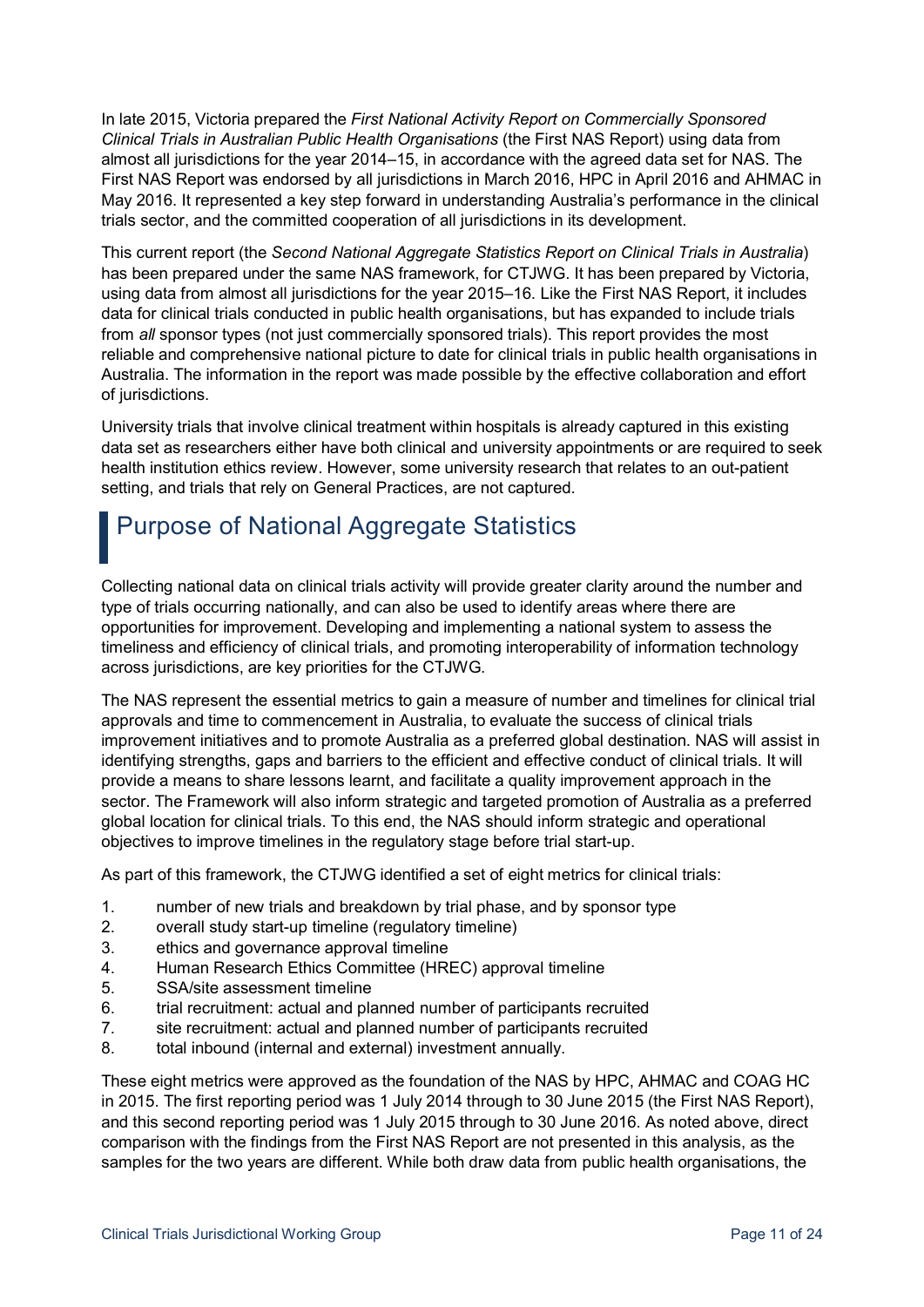In late 2015, Victoria prepared the *First National Activity Report on Commercially Sponsored Clinical Trials in Australian Public Health Organisations* (the First NAS Report) using data from almost all jurisdictions for the year 2014–15, in accordance with the agreed data set for NAS. The First NAS Report was endorsed by all jurisdictions in March 2016, HPC in April 2016 and AHMAC in May 2016. It represented a key step forward in understanding Australia's performance in the clinical trials sector, and the committed cooperation of all jurisdictions in its development.

This current report (the *Second National Aggregate Statistics Report on Clinical Trials in Australia*) has been prepared under the same NAS framework, for CTJWG. It has been prepared by Victoria, using data from almost all jurisdictions for the year 2015–16. Like the First NAS Report, it includes data for clinical trials conducted in public health organisations, but has expanded to include trials from *all* sponsor types (not just commercially sponsored trials). This report provides the most reliable and comprehensive national picture to date for clinical trials in public health organisations in Australia. The information in the report was made possible by the effective collaboration and effort of jurisdictions.

University trials that involve clinical treatment within hospitals is already captured in this existing data set as researchers either have both clinical and university appointments or are required to seek health institution ethics review. However, some university research that relates to an out-patient setting, and trials that rely on General Practices, are not captured.

# Purpose of National Aggregate Statistics

Collecting national data on clinical trials activity will provide greater clarity around the number and type of trials occurring nationally, and can also be used to identify areas where there are opportunities for improvement. Developing and implementing a national system to assess the timeliness and efficiency of clinical trials, and promoting interoperability of information technology across jurisdictions, are key priorities for the CTJWG.

The NAS represent the essential metrics to gain a measure of number and timelines for clinical trial approvals and time to commencement in Australia, to evaluate the success of clinical trials improvement initiatives and to promote Australia as a preferred global destination. NAS will assist in identifying strengths, gaps and barriers to the efficient and effective conduct of clinical trials. It will provide a means to share lessons learnt, and facilitate a quality improvement approach in the sector. The Framework will also inform strategic and targeted promotion of Australia as a preferred global location for clinical trials. To this end, the NAS should inform strategic and operational objectives to improve timelines in the regulatory stage before trial start-up.

As part of this framework, the CTJWG identified a set of eight metrics for clinical trials:

1. number of new trials and breakdown by trial phase, and by sponsor type
2. overall study start-up timeline (regulatory timeline)
3. ethics and governance approval timeline
4. Human Research Ethics Committee (HREC) approval timeline
5. SSA/site assessment timeline
6. trial recruitment: actual and planned number of participants recruited
7. site recruitment: actual and planned number of participants recruited
8. total inbound (internal and external) investment annually.

These eight metrics were approved as the foundation of the NAS by HPC, AHMAC and COAG HC in 2015. The first reporting period was 1 July 2014 through to 30 June 2015 (the First NAS Report), and this second reporting period was 1 July 2015 through to 30 June 2016. As noted above, direct comparison with the findings from the First NAS Report are not presented in this analysis, as the samples for the two years are different. While both draw data from public health organisations, the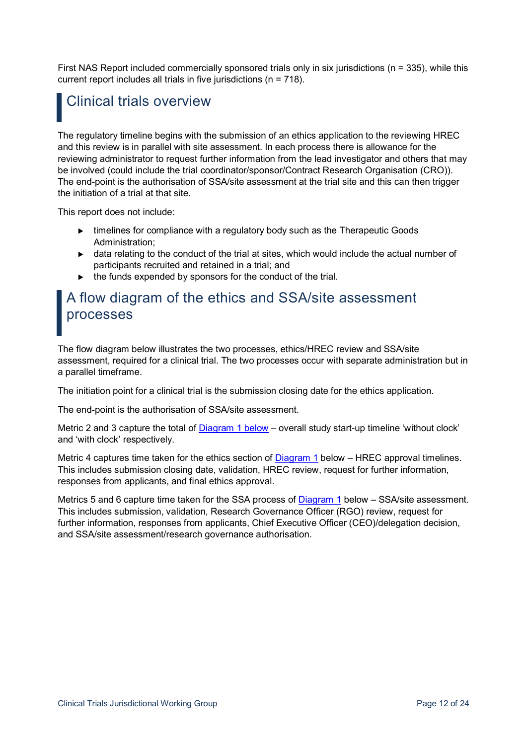First NAS Report included commercially sponsored trials only in six jurisdictions (n = 335), while this current report includes all trials in five jurisdictions (n = 718).

## Clinical trials overview

The regulatory timeline begins with the submission of an ethics application to the reviewing HREC and this review is in parallel with site assessment. In each process there is allowance for the reviewing administrator to request further information from the lead investigator and others that may be involved (could include the trial coordinator/sponsor/Contract Research Organisation (CRO)). The end-point is the authorisation of SSA/site assessment at the trial site and this can then trigger the initiation of a trial at that site.

This report does not include:

- timelines for compliance with a regulatory body such as the Therapeutic Goods Administration;
- data relating to the conduct of the trial at sites, which would include the actual number of participants recruited and retained in a trial; and
- the funds expended by sponsors for the conduct of the trial.

## A flow diagram of the ethics and SSA/site assessment processes

The flow diagram below illustrates the two processes, ethics/HREC review and SSA/site assessment, required for a clinical trial. The two processes occur with separate administration but in a parallel timeframe.

The initiation point for a clinical trial is the submission closing date for the ethics application.

The end-point is the authorisation of SSA/site assessment.

Metric 2 and 3 capture the total of Diagram 1 below – overall study start-up timeline 'without clock' and 'with clock' respectively.

Metric 4 captures time taken for the ethics section of Diagram 1 below – HREC approval timelines. This includes submission closing date, validation, HREC review, request for further information, responses from applicants, and final ethics approval.

Metrics 5 and 6 capture time taken for the SSA process of Diagram 1 below – SSA/site assessment. This includes submission, validation, Research Governance Officer (RGO) review, request for further information, responses from applicants, Chief Executive Officer (CEO)/delegation decision, and SSA/site assessment/research governance authorisation.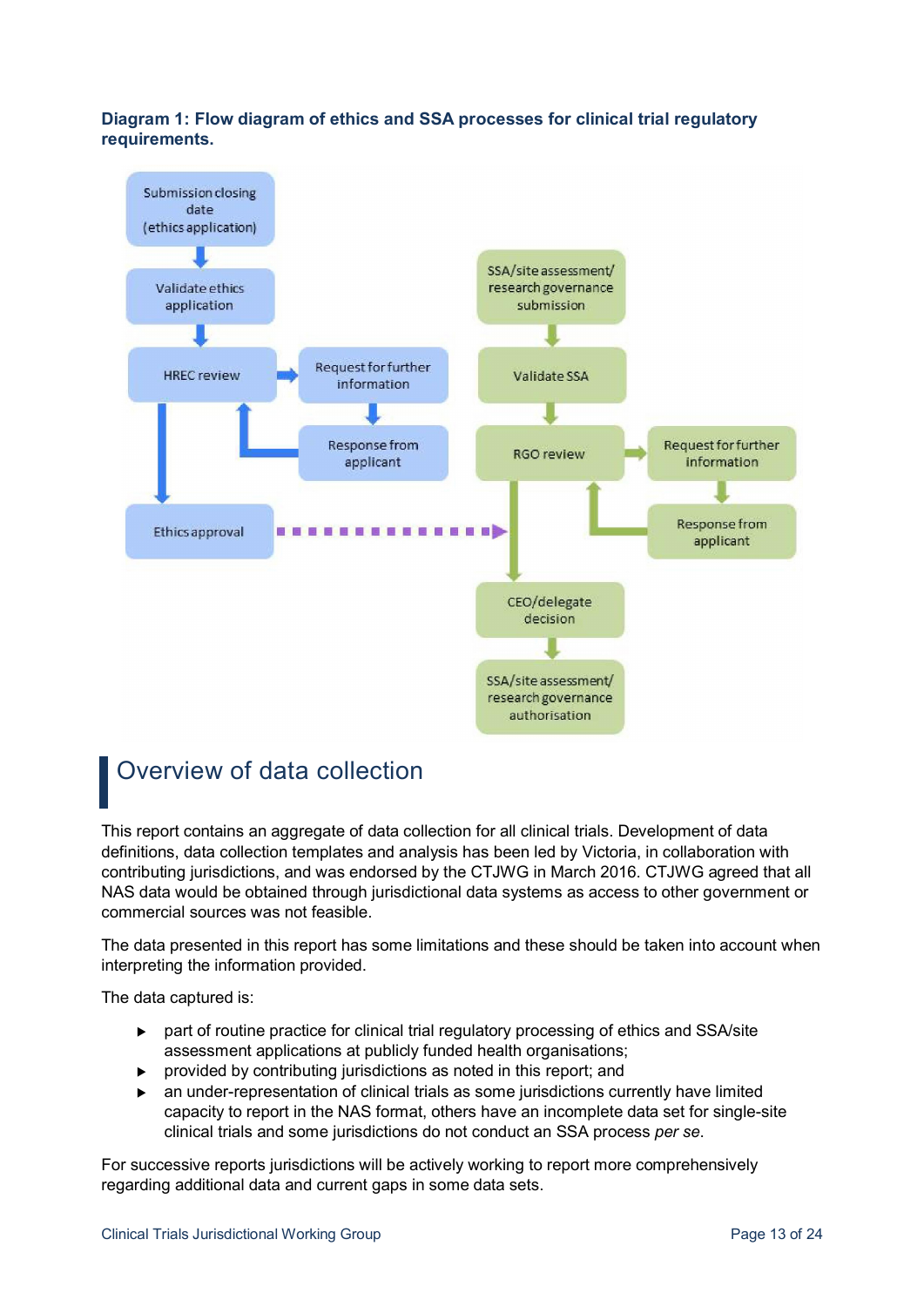**Diagram 1: Flow diagram of ethics and SSA processes for clinical trial regulatory requirements.**

## Overview of data collection

This report contains an aggregate of data collection for all clinical trials. Development of data definitions, data collection templates and analysis has been led by Victoria, in collaboration with contributing jurisdictions, and was endorsed by the CTJWG in March 2016. CTJWG agreed that all NAS data would be obtained through jurisdictional data systems as access to other government or commercial sources was not feasible.

The data presented in this report has some limitations and these should be taken into account when interpreting the information provided.

The data captured is:

- part of routine practice for clinical trial regulatory processing of ethics and SSA/site assessment applications at publicly funded health organisations;
- provided by contributing jurisdictions as noted in this report; and
- an under-representation of clinical trials as some jurisdictions currently have limited capacity to report in the NAS format, others have an incomplete data set for single-site clinical trials and some jurisdictions do not conduct an SSA process *per se*.

For successive reports jurisdictions will be actively working to report more comprehensively regarding additional data and current gaps in some data sets.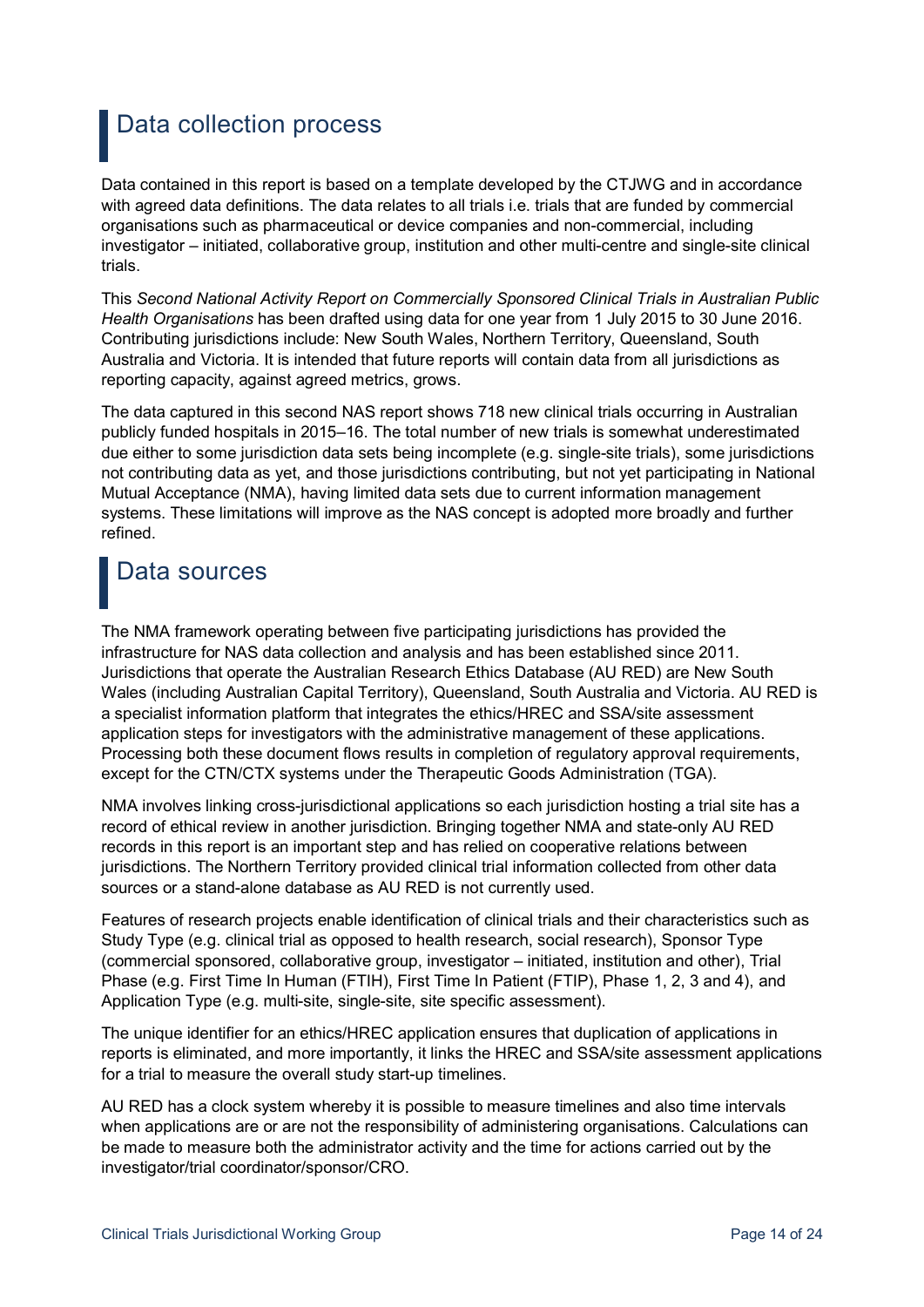# Data collection process

Data contained in this report is based on a template developed by the CTJWG and in accordance with agreed data definitions. The data relates to all trials i.e. trials that are funded by commercial organisations such as pharmaceutical or device companies and non-commercial, including investigator – initiated, collaborative group, institution and other multi-centre and single-site clinical trials.

This *Second National Activity Report on Commercially Sponsored Clinical Trials in Australian Public Health Organisations* has been drafted using data for one year from 1 July 2015 to 30 June 2016. Contributing jurisdictions include: New South Wales, Northern Territory, Queensland, South Australia and Victoria. It is intended that future reports will contain data from all jurisdictions as reporting capacity, against agreed metrics, grows.

The data captured in this second NAS report shows 718 new clinical trials occurring in Australian publicly funded hospitals in 2015–16. The total number of new trials is somewhat underestimated due either to some jurisdiction data sets being incomplete (e.g. single-site trials), some jurisdictions not contributing data as yet, and those jurisdictions contributing, but not yet participating in National Mutual Acceptance (NMA), having limited data sets due to current information management systems. These limitations will improve as the NAS concept is adopted more broadly and further refined.

# Data sources

The NMA framework operating between five participating jurisdictions has provided the infrastructure for NAS data collection and analysis and has been established since 2011. Jurisdictions that operate the Australian Research Ethics Database (AU RED) are New South Wales (including Australian Capital Territory), Queensland, South Australia and Victoria. AU RED is a specialist information platform that integrates the ethics/HREC and SSA/site assessment application steps for investigators with the administrative management of these applications. Processing both these document flows results in completion of regulatory approval requirements, except for the CTN/CTX systems under the Therapeutic Goods Administration (TGA).

NMA involves linking cross-jurisdictional applications so each jurisdiction hosting a trial site has a record of ethical review in another jurisdiction. Bringing together NMA and state-only AU RED records in this report is an important step and has relied on cooperative relations between jurisdictions. The Northern Territory provided clinical trial information collected from other data sources or a stand-alone database as AU RED is not currently used.

Features of research projects enable identification of clinical trials and their characteristics such as Study Type (e.g. clinical trial as opposed to health research, social research), Sponsor Type (commercial sponsored, collaborative group, investigator – initiated, institution and other), Trial Phase (e.g. First Time In Human (FTIH), First Time In Patient (FTIP), Phase 1, 2, 3 and 4), and Application Type (e.g. multi-site, single-site, site specific assessment).

The unique identifier for an ethics/HREC application ensures that duplication of applications in reports is eliminated, and more importantly, it links the HREC and SSA/site assessment applications for a trial to measure the overall study start-up timelines.

AU RED has a clock system whereby it is possible to measure timelines and also time intervals when applications are or are not the responsibility of administering organisations. Calculations can be made to measure both the administrator activity and the time for actions carried out by the investigator/trial coordinator/sponsor/CRO.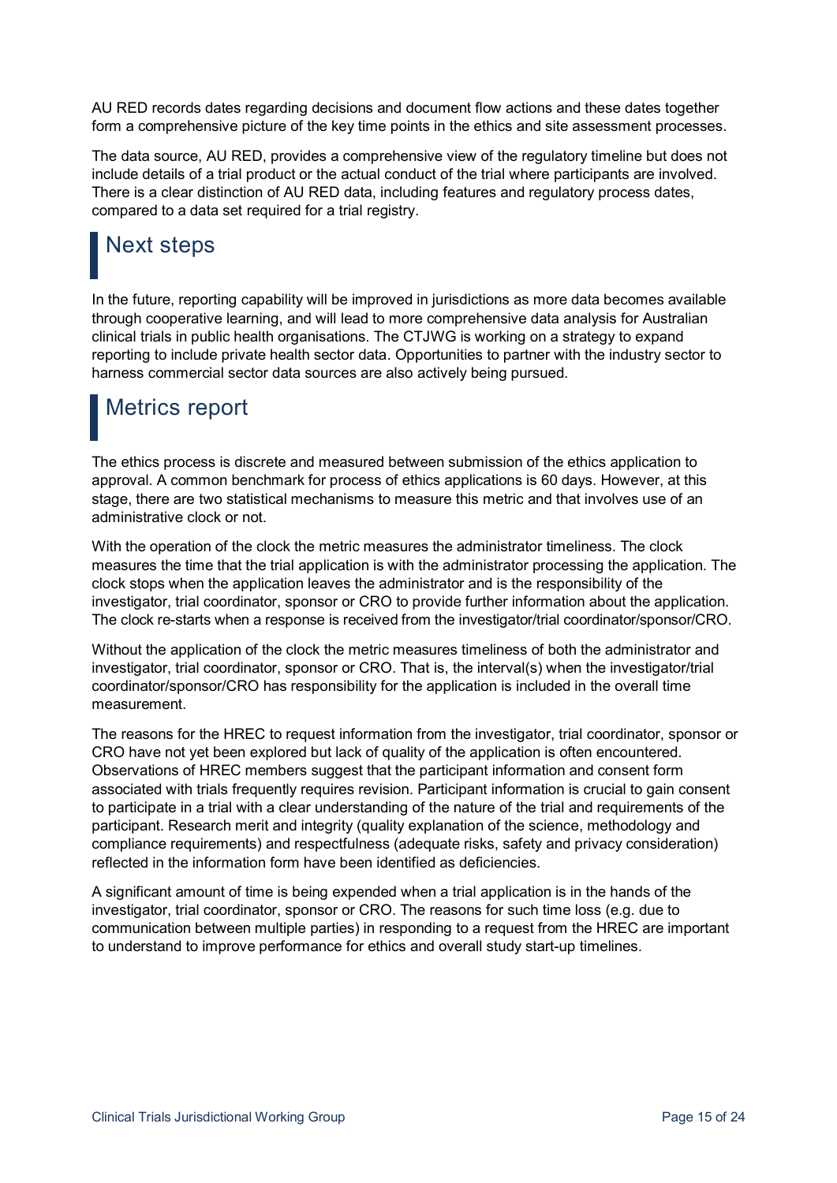AU RED records dates regarding decisions and document flow actions and these dates together form a comprehensive picture of the key time points in the ethics and site assessment processes.

The data source, AU RED, provides a comprehensive view of the regulatory timeline but does not include details of a trial product or the actual conduct of the trial where participants are involved. There is a clear distinction of AU RED data, including features and regulatory process dates, compared to a data set required for a trial registry.

## Next steps

In the future, reporting capability will be improved in jurisdictions as more data becomes available through cooperative learning, and will lead to more comprehensive data analysis for Australian clinical trials in public health organisations. The CTJWG is working on a strategy to expand reporting to include private health sector data. Opportunities to partner with the industry sector to harness commercial sector data sources are also actively being pursued.

## Metrics report

The ethics process is discrete and measured between submission of the ethics application to approval. A common benchmark for process of ethics applications is 60 days. However, at this stage, there are two statistical mechanisms to measure this metric and that involves use of an administrative clock or not.

With the operation of the clock the metric measures the administrator timeliness. The clock measures the time that the trial application is with the administrator processing the application. The clock stops when the application leaves the administrator and is the responsibility of the investigator, trial coordinator, sponsor or CRO to provide further information about the application. The clock re-starts when a response is received from the investigator/trial coordinator/sponsor/CRO.

Without the application of the clock the metric measures timeliness of both the administrator and investigator, trial coordinator, sponsor or CRO. That is, the interval(s) when the investigator/trial coordinator/sponsor/CRO has responsibility for the application is included in the overall time measurement.

The reasons for the HREC to request information from the investigator, trial coordinator, sponsor or CRO have not yet been explored but lack of quality of the application is often encountered. Observations of HREC members suggest that the participant information and consent form associated with trials frequently requires revision. Participant information is crucial to gain consent to participate in a trial with a clear understanding of the nature of the trial and requirements of the participant. Research merit and integrity (quality explanation of the science, methodology and compliance requirements) and respectfulness (adequate risks, safety and privacy consideration) reflected in the information form have been identified as deficiencies.

A significant amount of time is being expended when a trial application is in the hands of the investigator, trial coordinator, sponsor or CRO. The reasons for such time loss (e.g. due to communication between multiple parties) in responding to a request from the HREC are important to understand to improve performance for ethics and overall study start-up timelines.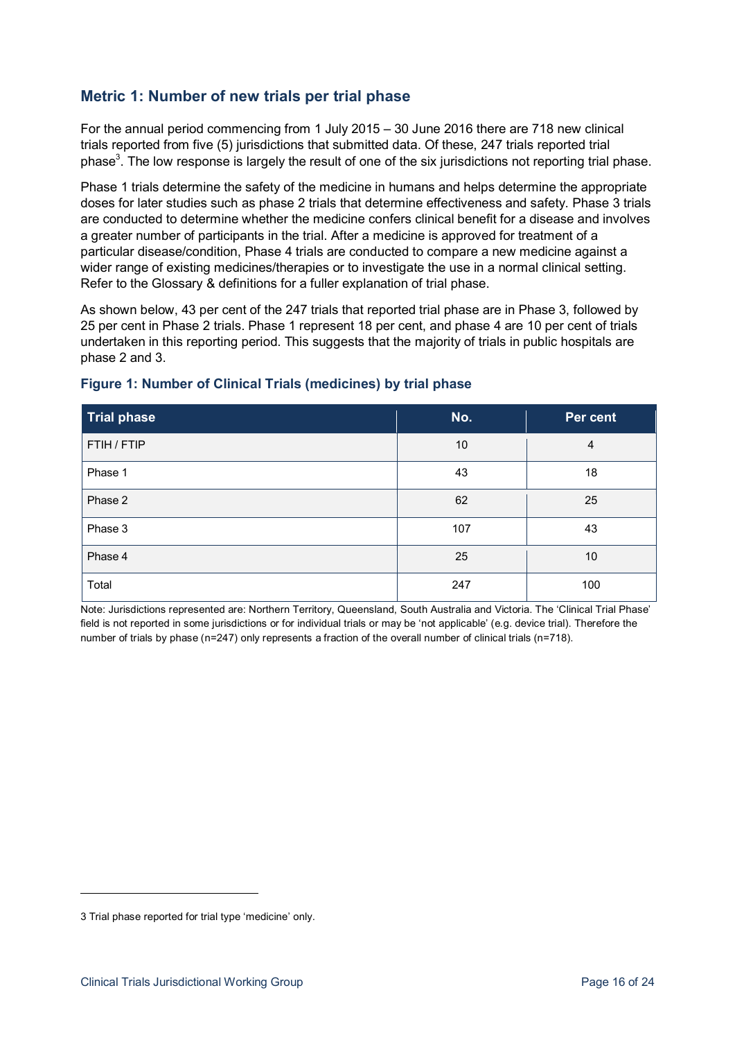## Metric 1: Number of new trials per trial phase

For the annual period commencing from 1 July 2015 – 30 June 2016 there are 718 new clinical trials reported from five (5) jurisdictions that submitted data. Of these, 247 trials reported trial phase[3]. The low response is largely the result of one of the six jurisdictions not reporting trial phase.

Phase 1 trials determine the safety of the medicine in humans and helps determine the appropriate doses for later studies such as phase 2 trials that determine effectiveness and safety. Phase 3 trials are conducted to determine whether the medicine confers clinical benefit for a disease and involves a greater number of participants in the trial. After a medicine is approved for treatment of a particular disease/condition, Phase 4 trials are conducted to compare a new medicine against a wider range of existing medicines/therapies or to investigate the use in a normal clinical setting. Refer to the Glossary & definitions for a fuller explanation of trial phase.

As shown below, 43 per cent of the 247 trials that reported trial phase are in Phase 3, followed by 25 per cent in Phase 2 trials. Phase 1 represent 18 per cent, and phase 4 are 10 per cent of trials undertaken in this reporting period. This suggests that the majority of trials in public hospitals are phase 2 and 3.

### Figure 1: Number of Clinical Trials (medicines) by trial phase

| Trial phase | No. | Per cent |
|---|---|---|
| FTIH / FTIP | 10 | 4 |
| Phase 1 | 43 | 18 |
| Phase 2 | 62 | 25 |
| Phase 3 | 107 | 43 |
| Phase 4 | 25 | 10 |
| Total | 247 | 100 |

Note: Jurisdictions represented are: Northern Territory, Queensland, South Australia and Victoria. The 'Clinical Trial Phase' field is not reported in some jurisdictions or for individual trials or may be 'not applicable' (e.g. device trial). Therefore the number of trials by phase (n=247) only represents a fraction of the overall number of clinical trials (n=718).

---

3 Trial phase reported for trial type 'medicine' only.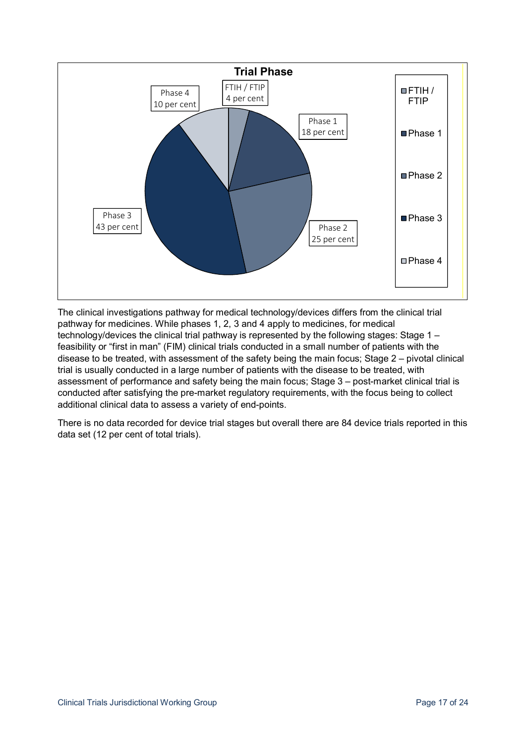**Trial Phase**

- FTIH / FTIP: 4 per cent
- Phase 1: 18 per cent
- Phase 2: 25 per cent
- Phase 3: 43 per cent
- Phase 4: 10 per cent

The clinical investigations pathway for medical technology/devices differs from the clinical trial pathway for medicines. While phases 1, 2, 3 and 4 apply to medicines, for medical technology/devices the clinical trial pathway is represented by the following stages: Stage 1 – feasibility or "first in man" (FIM) clinical trials conducted in a small number of patients with the disease to be treated, with assessment of the safety being the main focus; Stage 2 – pivotal clinical trial is usually conducted in a large number of patients with the disease to be treated, with assessment of performance and safety being the main focus; Stage 3 – post-market clinical trial is conducted after satisfying the pre-market regulatory requirements, with the focus being to collect additional clinical data to assess a variety of end-points.

There is no data recorded for device trial stages but overall there are 84 device trials reported in this data set (12 per cent of total trials).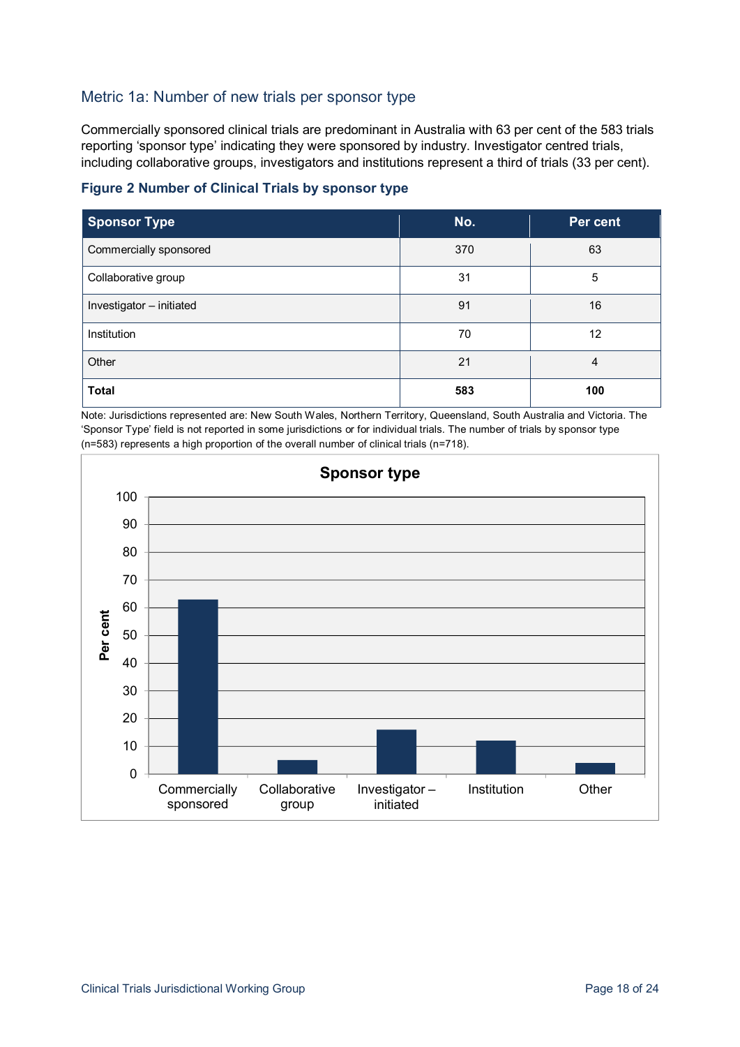## Metric 1a: Number of new trials per sponsor type

Commercially sponsored clinical trials are predominant in Australia with 63 per cent of the 583 trials reporting 'sponsor type' indicating they were sponsored by industry. Investigator centred trials, including collaborative groups, investigators and institutions represent a third of trials (33 per cent).

**Figure 2 Number of Clinical Trials by sponsor type**

| Sponsor Type | No. | Per cent |
|---|---|---|
| Commercially sponsored | 370 | 63 |
| Collaborative group | 31 | 5 |
| Investigator – initiated | 91 | 16 |
| Institution | 70 | 12 |
| Other | 21 | 4 |
| **Total** | **583** | **100** |

Note: Jurisdictions represented are: New South Wales, Northern Territory, Queensland, South Australia and Victoria. The 'Sponsor Type' field is not reported in some jurisdictions or for individual trials. The number of trials by sponsor type (n=583) represents a high proportion of the overall number of clinical trials (n=718).

**Sponsor type**

| Sponsor type | Per cent |
|---|---|
| Commercially sponsored | 63 |
| Collaborative group | 5 |
| Investigator – initiated | 16 |
| Institution | 12 |
| Other | 4 |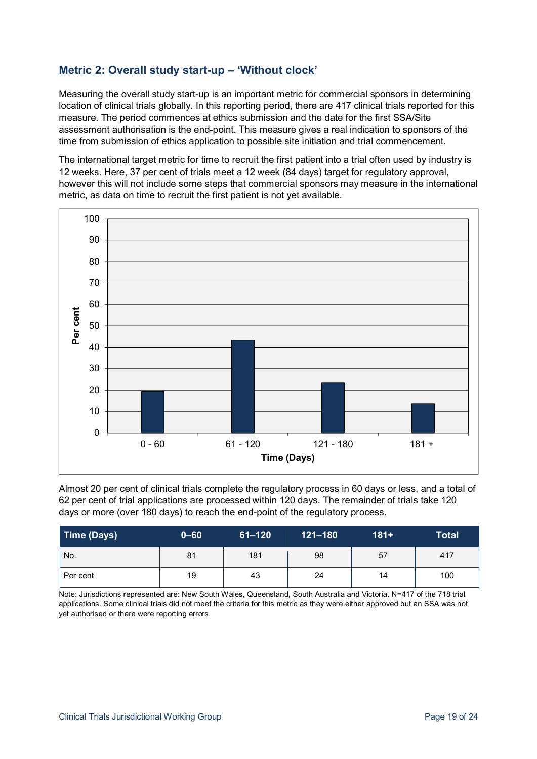### Metric 2: Overall study start-up – 'Without clock'

Measuring the overall study start-up is an important metric for commercial sponsors in determining location of clinical trials globally. In this reporting period, there are 417 clinical trials reported for this measure. The period commences at ethics submission and the date for the first SSA/Site assessment authorisation is the end-point. This measure gives a real indication to sponsors of the time from submission of ethics application to possible site initiation and trial commencement.

The international target metric for time to recruit the first patient into a trial often used by industry is 12 weeks. Here, 37 per cent of trials meet a 12 week (84 days) target for regulatory approval, however this will not include some steps that commercial sponsors may measure in the international metric, as data on time to recruit the first patient is not yet available.

Almost 20 per cent of clinical trials complete the regulatory process in 60 days or less, and a total of 62 per cent of trial applications are processed within 120 days. The remainder of trials take 120 days or more (over 180 days) to reach the end-point of the regulatory process.

| Time (Days) | 0–60 | 61–120 | 121–180 | 181+ | Total |
|---|---|---|---|---|---|
| No. | 81 | 181 | 98 | 57 | 417 |
| Per cent | 19 | 43 | 24 | 14 | 100 |

Note: Jurisdictions represented are: New South Wales, Queensland, South Australia and Victoria. N=417 of the 718 trial applications. Some clinical trials did not meet the criteria for this metric as they were either approved but an SSA was not yet authorised or there were reporting errors.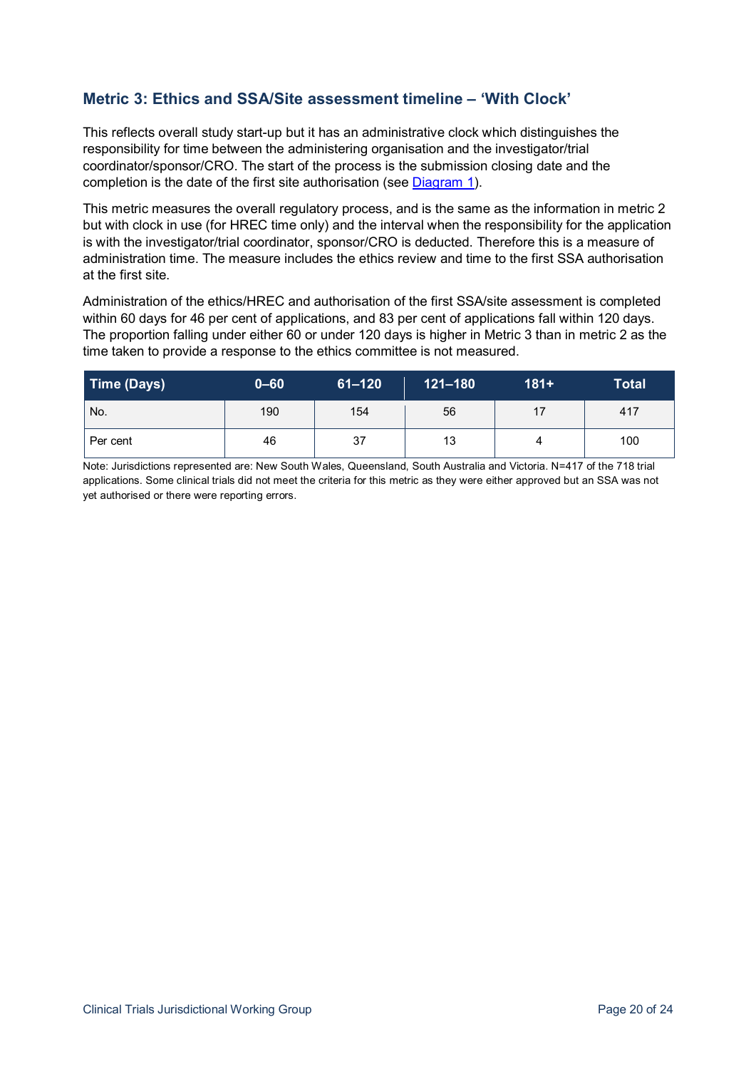## Metric 3: Ethics and SSA/Site assessment timeline – 'With Clock'

This reflects overall study start-up but it has an administrative clock which distinguishes the responsibility for time between the administering organisation and the investigator/trial coordinator/sponsor/CRO. The start of the process is the submission closing date and the completion is the date of the first site authorisation (see [Diagram 1](#)).

This metric measures the overall regulatory process, and is the same as the information in metric 2 but with clock in use (for HREC time only) and the interval when the responsibility for the application is with the investigator/trial coordinator, sponsor/CRO is deducted. Therefore this is a measure of administration time. The measure includes the ethics review and time to the first SSA authorisation at the first site.

Administration of the ethics/HREC and authorisation of the first SSA/site assessment is completed within 60 days for 46 per cent of applications, and 83 per cent of applications fall within 120 days. The proportion falling under either 60 or under 120 days is higher in Metric 3 than in metric 2 as the time taken to provide a response to the ethics committee is not measured.

| Time (Days) | 0–60 | 61–120 | 121–180 | 181+ | Total |
|---|---|---|---|---|---|
| No. | 190 | 154 | 56 | 17 | 417 |
| Per cent | 46 | 37 | 13 | 4 | 100 |

Note: Jurisdictions represented are: New South Wales, Queensland, South Australia and Victoria. N=417 of the 718 trial applications. Some clinical trials did not meet the criteria for this metric as they were either approved but an SSA was not yet authorised or there were reporting errors.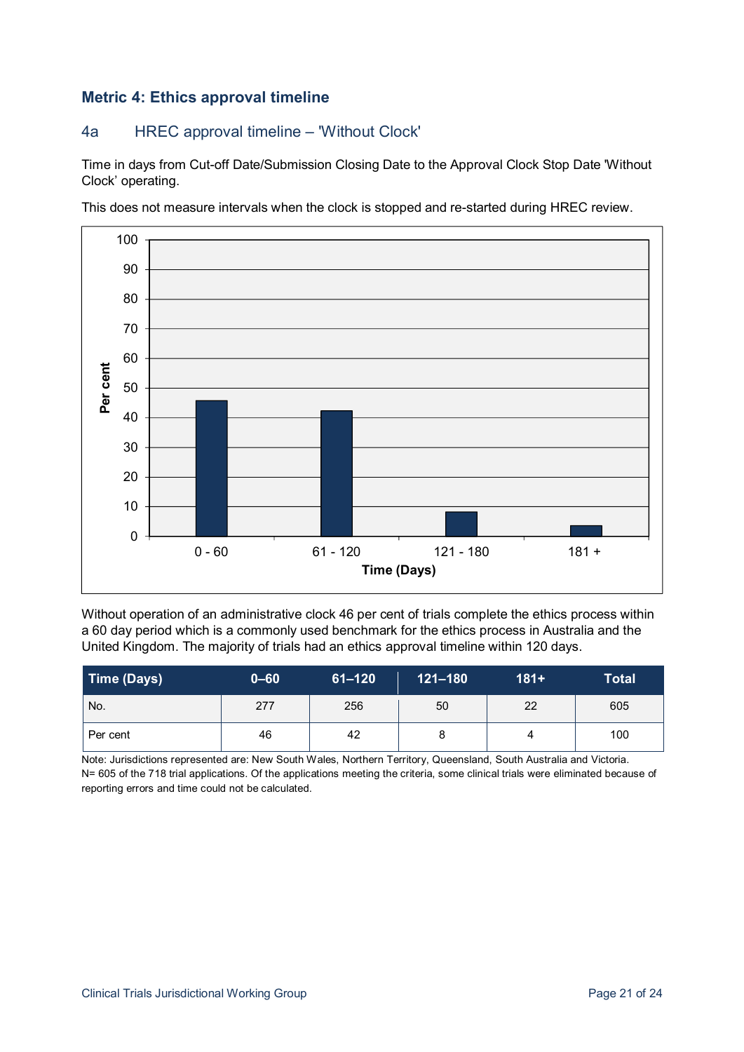## Metric 4: Ethics approval timeline

### 4a HREC approval timeline – 'Without Clock'

Time in days from Cut-off Date/Submission Closing Date to the Approval Clock Stop Date 'Without Clock' operating.

This does not measure intervals when the clock is stopped and re-started during HREC review.

Without operation of an administrative clock 46 per cent of trials complete the ethics process within a 60 day period which is a commonly used benchmark for the ethics process in Australia and the United Kingdom. The majority of trials had an ethics approval timeline within 120 days.

| Time (Days) | 0–60 | 61–120 | 121–180 | 181+ | Total |
|---|---|---|---|---|---|
| No. | 277 | 256 | 50 | 22 | 605 |
| Per cent | 46 | 42 | 8 | 4 | 100 |

Note: Jurisdictions represented are: New South Wales, Northern Territory, Queensland, South Australia and Victoria.
N= 605 of the 718 trial applications. Of the applications meeting the criteria, some clinical trials were eliminated because of reporting errors and time could not be calculated.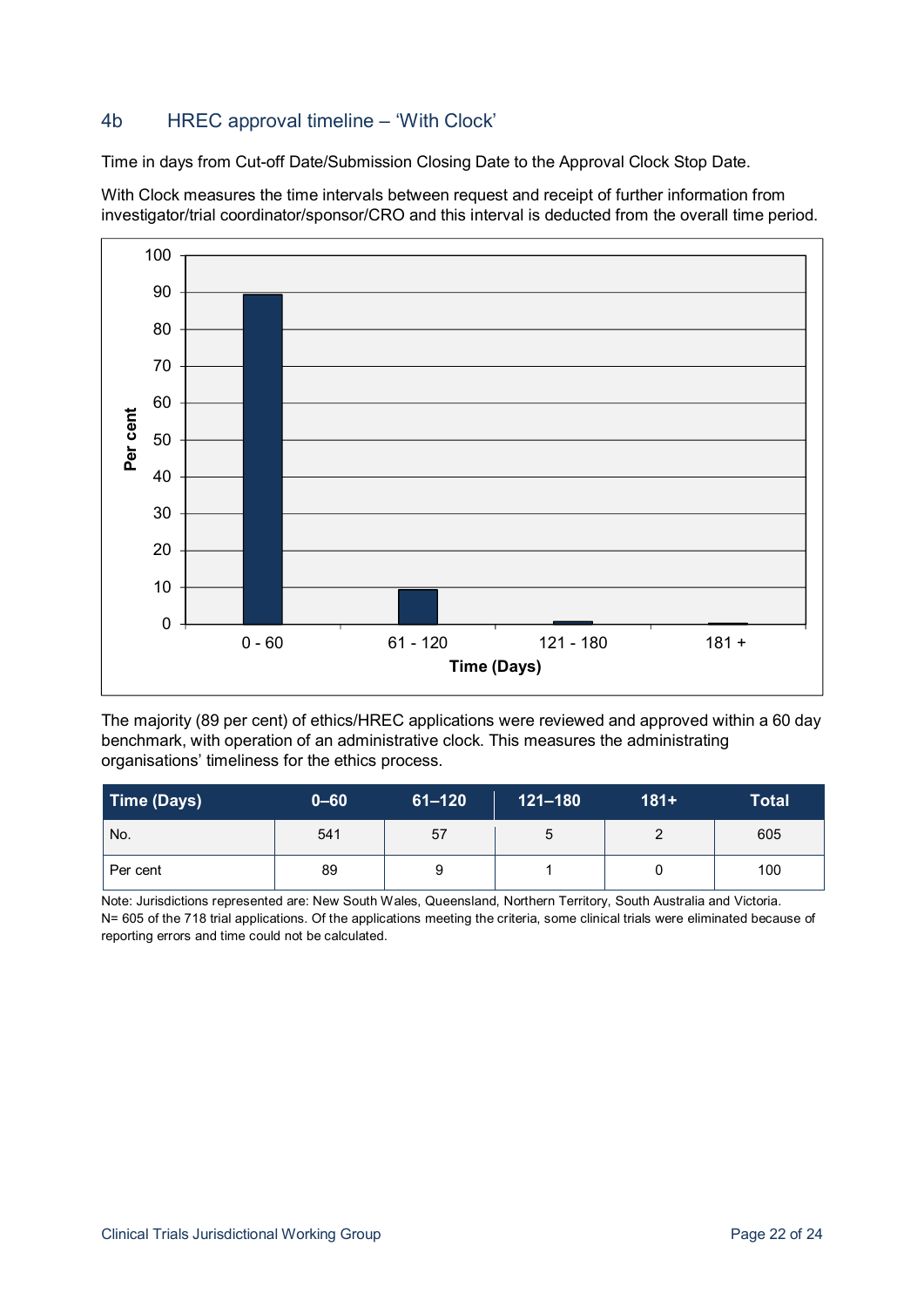## 4b HREC approval timeline – 'With Clock'

Time in days from Cut-off Date/Submission Closing Date to the Approval Clock Stop Date.

With Clock measures the time intervals between request and receipt of further information from investigator/trial coordinator/sponsor/CRO and this interval is deducted from the overall time period.

The majority (89 per cent) of ethics/HREC applications were reviewed and approved within a 60 day benchmark, with operation of an administrative clock. This measures the administrating organisations' timeliness for the ethics process.

| Time (Days) | 0–60 | 61–120 | 121–180 | 181+ | Total |
|---|---|---|---|---|---|
| No. | 541 | 57 | 5 | 2 | 605 |
| Per cent | 89 | 9 | 1 | 0 | 100 |

Note: Jurisdictions represented are: New South Wales, Queensland, Northern Territory, South Australia and Victoria.
N= 605 of the 718 trial applications. Of the applications meeting the criteria, some clinical trials were eliminated because of reporting errors and time could not be calculated.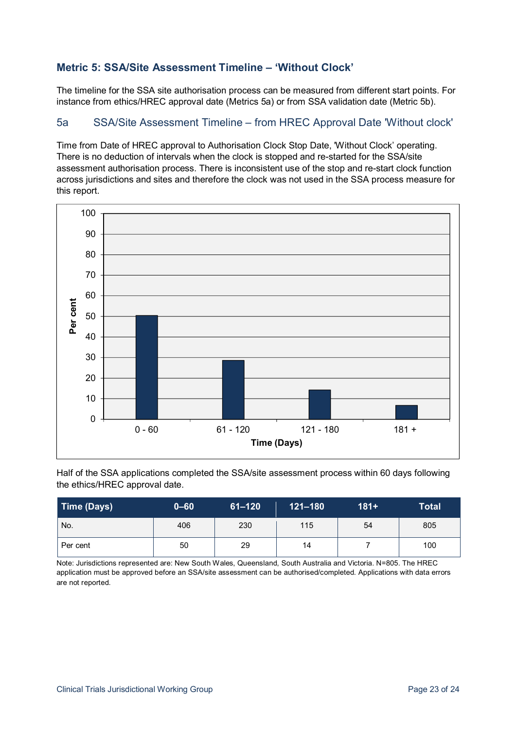## Metric 5: SSA/Site Assessment Timeline – 'Without Clock'

The timeline for the SSA site authorisation process can be measured from different start points. For instance from ethics/HREC approval date (Metrics 5a) or from SSA validation date (Metric 5b).

### 5a SSA/Site Assessment Timeline – from HREC Approval Date 'Without clock'

Time from Date of HREC approval to Authorisation Clock Stop Date, 'Without Clock' operating. There is no deduction of intervals when the clock is stopped and re-started for the SSA/site assessment authorisation process. There is inconsistent use of the stop and re-start clock function across jurisdictions and sites and therefore the clock was not used in the SSA process measure for this report.

Half of the SSA applications completed the SSA/site assessment process within 60 days following the ethics/HREC approval date.

| Time (Days) | 0–60 | 61–120 | 121–180 | 181+ | Total |
|---|---|---|---|---|---|
| No. | 406 | 230 | 115 | 54 | 805 |
| Per cent | 50 | 29 | 14 | 7 | 100 |

Note: Jurisdictions represented are: New South Wales, Queensland, South Australia and Victoria. N=805. The HREC application must be approved before an SSA/site assessment can be authorised/completed. Applications with data errors are not reported.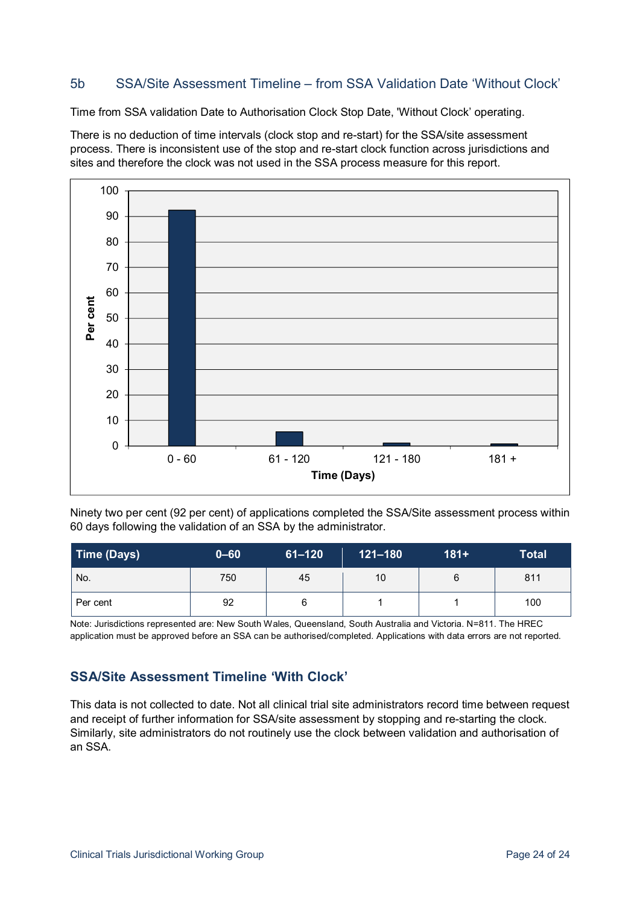## 5b SSA/Site Assessment Timeline – from SSA Validation Date 'Without Clock'

Time from SSA validation Date to Authorisation Clock Stop Date, 'Without Clock' operating.

There is no deduction of time intervals (clock stop and re-start) for the SSA/site assessment process. There is inconsistent use of the stop and re-start clock function across jurisdictions and sites and therefore the clock was not used in the SSA process measure for this report.

Per cent

100
90
80
70
60
50
40
30
20
10
0

0 - 60
61 - 120
121 - 180
181 +

Time (Days)

Ninety two per cent (92 per cent) of applications completed the SSA/Site assessment process within 60 days following the validation of an SSA by the administrator.

| Time (Days) | 0–60 | 61–120 | 121–180 | 181+ | Total |
|---|---|---|---|---|---|
| No. | 750 | 45 | 10 | 6 | 811 |
| Per cent | 92 | 6 | 1 | 1 | 100 |

Note: Jurisdictions represented are: New South Wales, Queensland, South Australia and Victoria. N=811. The HREC application must be approved before an SSA can be authorised/completed. Applications with data errors are not reported.

### SSA/Site Assessment Timeline 'With Clock'

This data is not collected to date. Not all clinical trial site administrators record time between request and receipt of further information for SSA/site assessment by stopping and re-starting the clock. Similarly, site administrators do not routinely use the clock between validation and authorisation of an SSA.